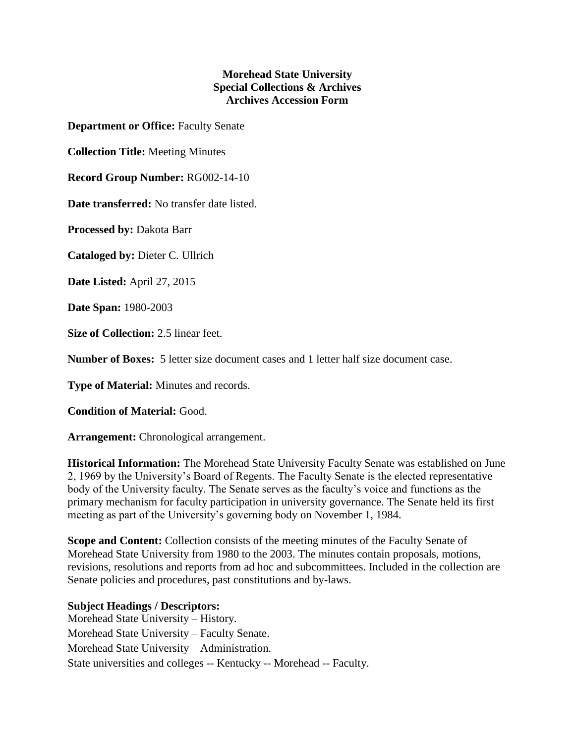**Morehead State University**
**Special Collections & Archives**
**Archives Accession Form**

**Department or Office:** Faculty Senate

**Collection Title:** Meeting Minutes

**Record Group Number:** RG002-14-10

**Date transferred:** No transfer date listed.

**Processed by:** Dakota Barr

**Cataloged by:** Dieter C. Ullrich

**Date Listed:** April 27, 2015

**Date Span:** 1980-2003

**Size of Collection:** 2.5 linear feet.

**Number of Boxes:** 5 letter size document cases and 1 letter half size document case.

**Type of Material:** Minutes and records.

**Condition of Material:** Good.

**Arrangement:** Chronological arrangement.

**Historical Information:** The Morehead State University Faculty Senate was established on June 2, 1969 by the University's Board of Regents. The Faculty Senate is the elected representative body of the University faculty. The Senate serves as the faculty's voice and functions as the primary mechanism for faculty participation in university governance. The Senate held its first meeting as part of the University's governing body on November 1, 1984.

**Scope and Content:** Collection consists of the meeting minutes of the Faculty Senate of Morehead State University from 1980 to the 2003. The minutes contain proposals, motions, revisions, resolutions and reports from ad hoc and subcommittees. Included in the collection are Senate policies and procedures, past constitutions and by-laws.

**Subject Headings / Descriptors:**
Morehead State University – History.
Morehead State University – Faculty Senate.
Morehead State University – Administration.
State universities and colleges -- Kentucky -- Morehead -- Faculty.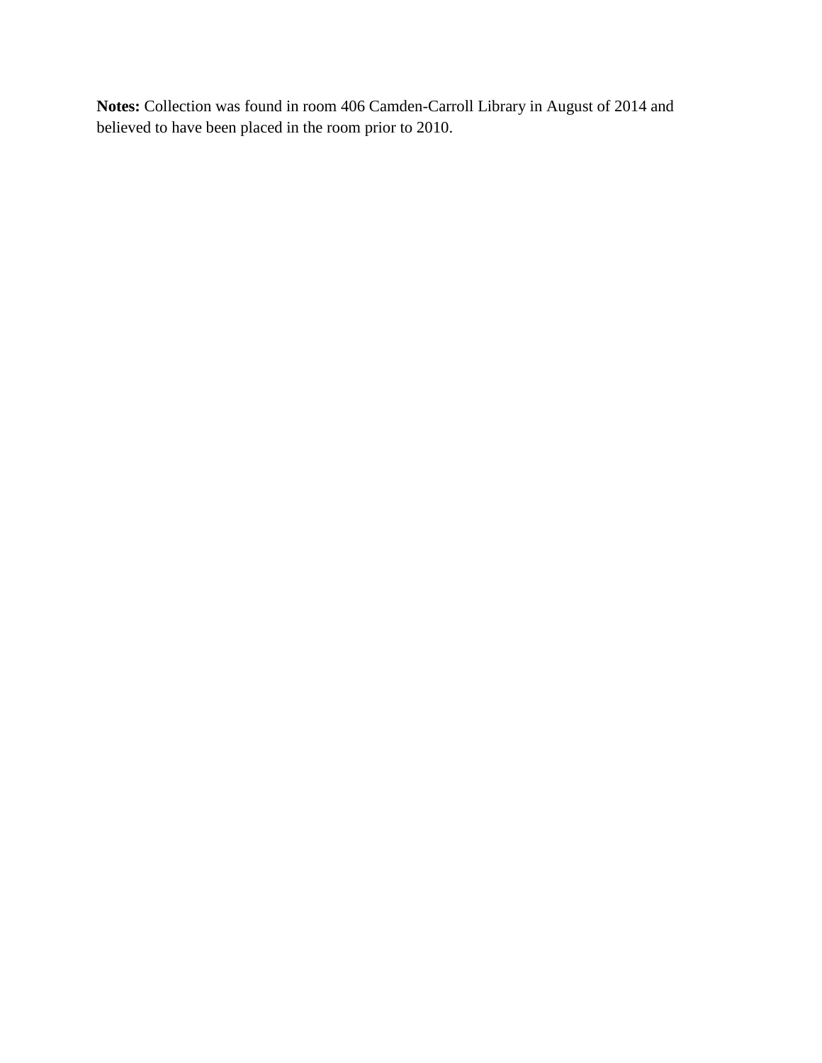**Notes:** Collection was found in room 406 Camden-Carroll Library in August of 2014 and believed to have been placed in the room prior to 2010.